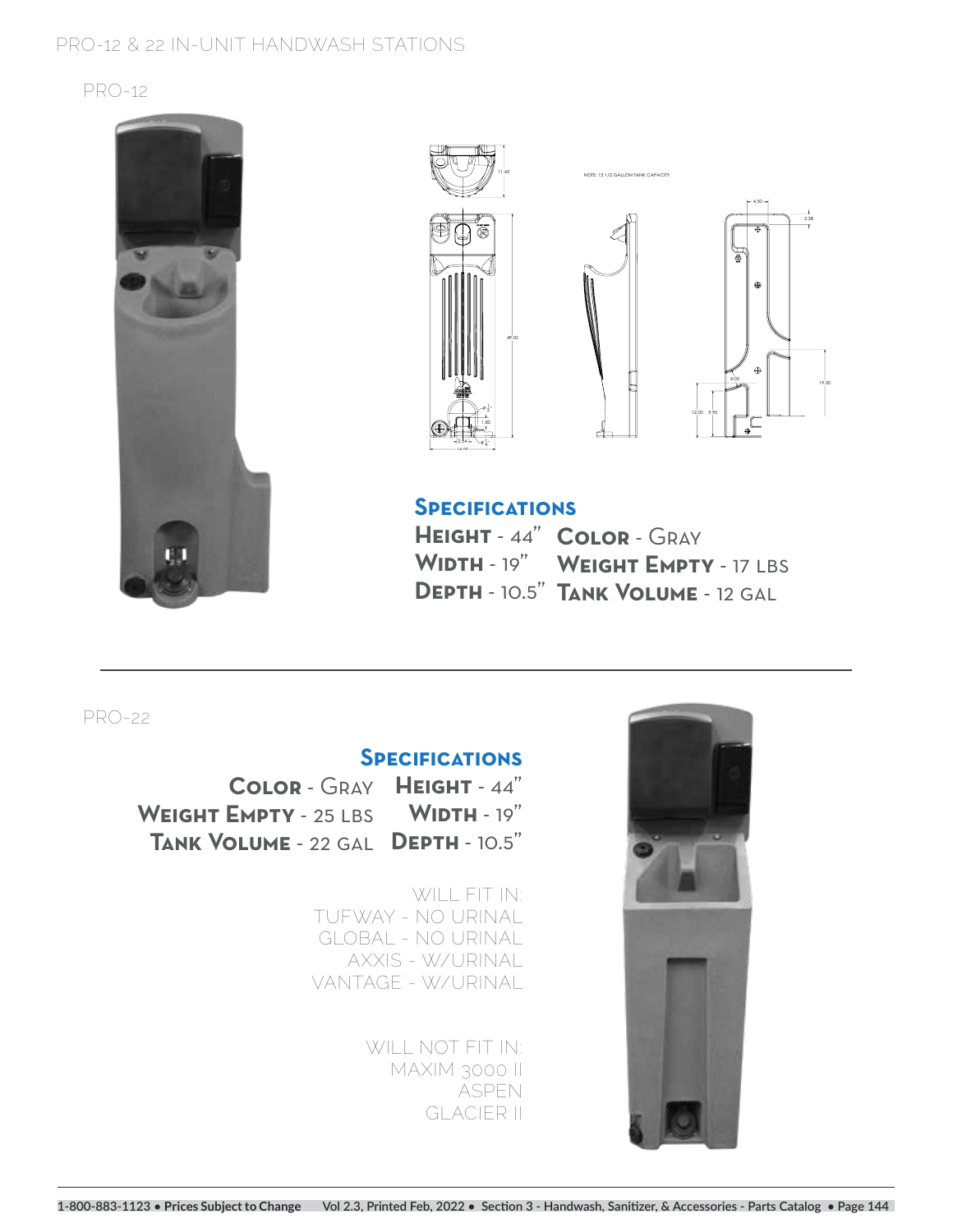# PRO-12 & 22 IN-UNIT HANDWASH STATIONS

## PRO-12

NOTE: 13 1/2 GALLON TANK CAPACITY

### Specifications

**Height** - 44"
**Width** - 19"
**Depth** - 10.5"
**Color** - Gray
**Weight Empty** - 17 lbs
**Tank Volume** - 12 gal

---

## PRO-22

### Specifications

**Color** - Gray
**Weight Empty** - 25 lbs
**Tank Volume** - 22 gal
**Height** - 44"
**Width** - 19"
**Depth** - 10.5"

WILL FIT IN:
TUFWAY - NO URINAL
GLOBAL - NO URINAL
AXXIS - W/URINAL
VANTAGE - W/URINAL

WILL NOT FIT IN:
MAXIM 3000 II
ASPEN
GLACIER II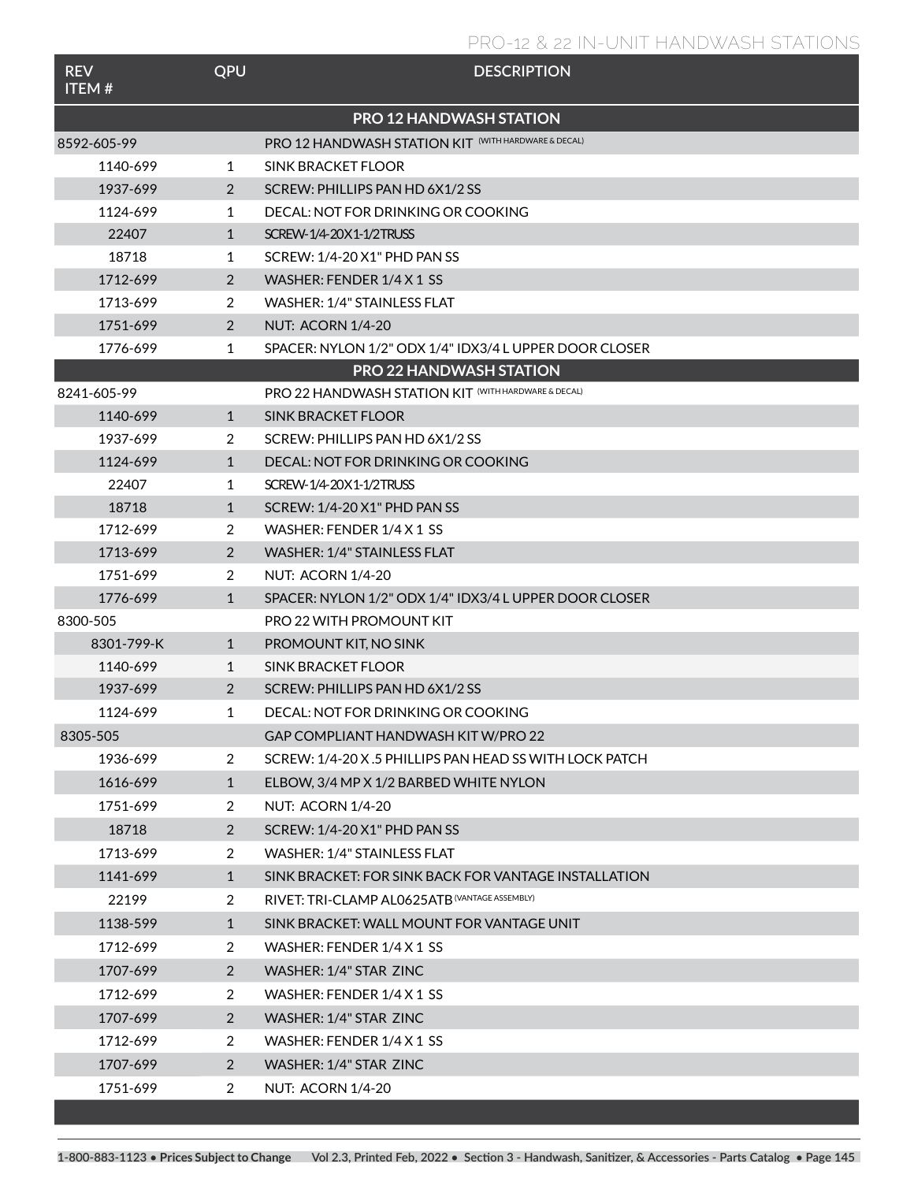# PRO-12 & 22 IN-UNIT HANDWASH STATIONS

| REV ITEM # | QPU | DESCRIPTION |
|---|---|---|
| **PRO 12 HANDWASH STATION** | | |
| 8592-605-99 | | PRO 12 HANDWASH STATION KIT (WITH HARDWARE & DECAL) |
| 1140-699 | 1 | SINK BRACKET FLOOR |
| 1937-699 | 2 | SCREW: PHILLIPS PAN HD 6X1/2 SS |
| 1124-699 | 1 | DECAL: NOT FOR DRINKING OR COOKING |
| 22407 | 1 | SCREW-1/4-20X1-1/2TRUSS |
| 18718 | 1 | SCREW: 1/4-20 X1" PHD PAN SS |
| 1712-699 | 2 | WASHER: FENDER 1/4 X 1 SS |
| 1713-699 | 2 | WASHER: 1/4" STAINLESS FLAT |
| 1751-699 | 2 | NUT: ACORN 1/4-20 |
| 1776-699 | 1 | SPACER: NYLON 1/2" ODX 1/4" IDX3/4 L UPPER DOOR CLOSER |
| **PRO 22 HANDWASH STATION** | | |
| 8241-605-99 | | PRO 22 HANDWASH STATION KIT (WITH HARDWARE & DECAL) |
| 1140-699 | 1 | SINK BRACKET FLOOR |
| 1937-699 | 2 | SCREW: PHILLIPS PAN HD 6X1/2 SS |
| 1124-699 | 1 | DECAL: NOT FOR DRINKING OR COOKING |
| 22407 | 1 | SCREW-1/4-20X1-1/2TRUSS |
| 18718 | 1 | SCREW: 1/4-20 X1" PHD PAN SS |
| 1712-699 | 2 | WASHER: FENDER 1/4 X 1 SS |
| 1713-699 | 2 | WASHER: 1/4" STAINLESS FLAT |
| 1751-699 | 2 | NUT: ACORN 1/4-20 |
| 1776-699 | 1 | SPACER: NYLON 1/2" ODX 1/4" IDX3/4 L UPPER DOOR CLOSER |
| 8300-505 | | PRO 22 WITH PROMOUNT KIT |
| 8301-799-K | 1 | PROMOUNT KIT, NO SINK |
| 1140-699 | 1 | SINK BRACKET FLOOR |
| 1937-699 | 2 | SCREW: PHILLIPS PAN HD 6X1/2 SS |
| 1124-699 | 1 | DECAL: NOT FOR DRINKING OR COOKING |
| 8305-505 | | GAP COMPLIANT HANDWASH KIT W/PRO 22 |
| 1936-699 | 2 | SCREW: 1/4-20 X .5 PHILLIPS PAN HEAD SS WITH LOCK PATCH |
| 1616-699 | 1 | ELBOW, 3/4 MP X 1/2 BARBED WHITE NYLON |
| 1751-699 | 2 | NUT: ACORN 1/4-20 |
| 18718 | 2 | SCREW: 1/4-20 X1" PHD PAN SS |
| 1713-699 | 2 | WASHER: 1/4" STAINLESS FLAT |
| 1141-699 | 1 | SINK BRACKET: FOR SINK BACK FOR VANTAGE INSTALLATION |
| 22199 | 2 | RIVET: TRI-CLAMP AL0625ATB (VANTAGE ASSEMBLY) |
| 1138-599 | 1 | SINK BRACKET: WALL MOUNT FOR VANTAGE UNIT |
| 1712-699 | 2 | WASHER: FENDER 1/4 X 1 SS |
| 1707-699 | 2 | WASHER: 1/4" STAR ZINC |
| 1712-699 | 2 | WASHER: FENDER 1/4 X 1 SS |
| 1707-699 | 2 | WASHER: 1/4" STAR ZINC |
| 1712-699 | 2 | WASHER: FENDER 1/4 X 1 SS |
| 1707-699 | 2 | WASHER: 1/4" STAR ZINC |
| 1751-699 | 2 | NUT: ACORN 1/4-20 |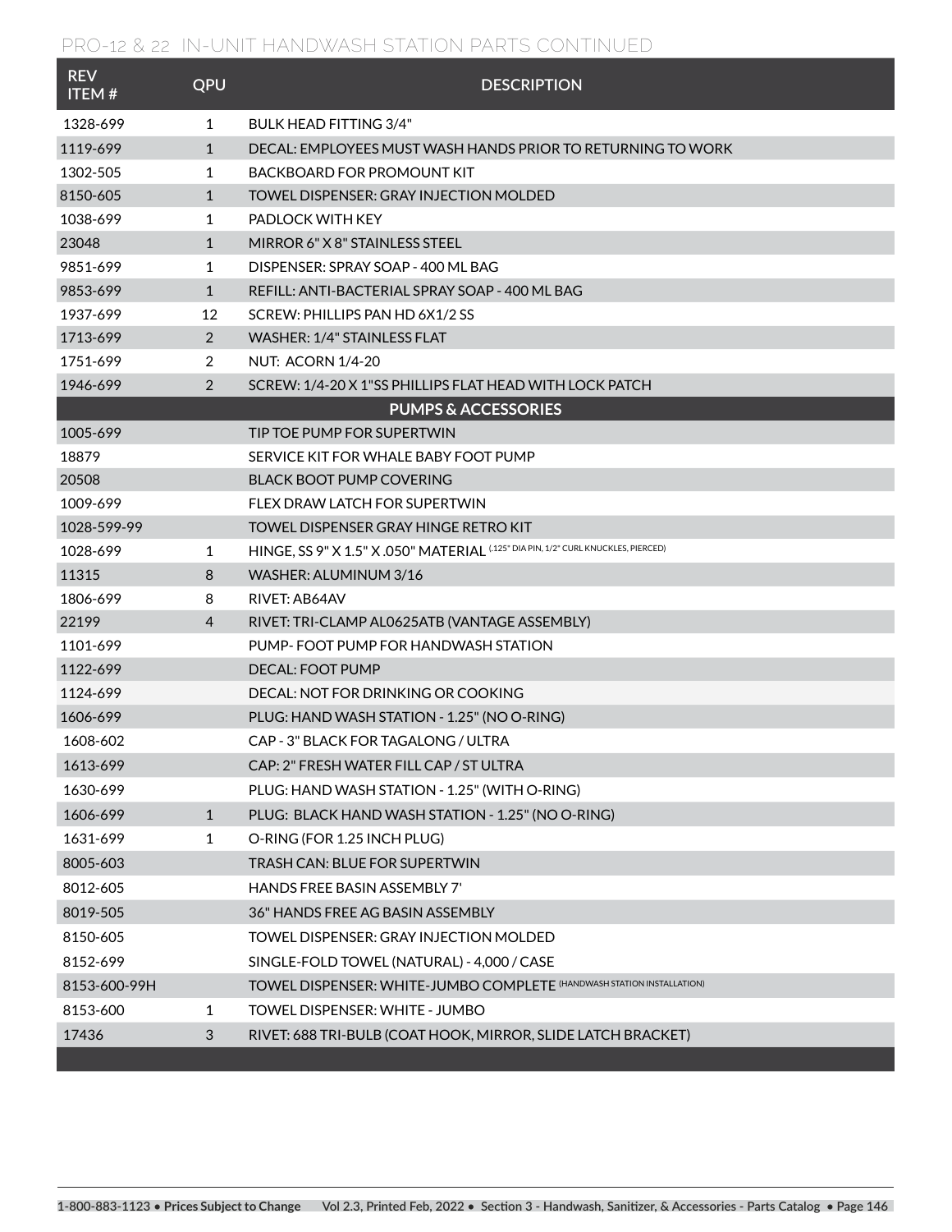## PRO-12 & 22 IN-UNIT HANDWASH STATION PARTS CONTINUED

| REV ITEM # | QPU | DESCRIPTION |
|---|---|---|
| 1328-699 | 1 | BULK HEAD FITTING 3/4" |
| 1119-699 | 1 | DECAL: EMPLOYEES MUST WASH HANDS PRIOR TO RETURNING TO WORK |
| 1302-505 | 1 | BACKBOARD FOR PROMOUNT KIT |
| 8150-605 | 1 | TOWEL DISPENSER: GRAY INJECTION MOLDED |
| 1038-699 | 1 | PADLOCK WITH KEY |
| 23048 | 1 | MIRROR 6" X 8" STAINLESS STEEL |
| 9851-699 | 1 | DISPENSER: SPRAY SOAP - 400 ML BAG |
| 9853-699 | 1 | REFILL: ANTI-BACTERIAL SPRAY SOAP - 400 ML BAG |
| 1937-699 | 12 | SCREW: PHILLIPS PAN HD 6X1/2 SS |
| 1713-699 | 2 | WASHER: 1/4" STAINLESS FLAT |
| 1751-699 | 2 | NUT: ACORN 1/4-20 |
| 1946-699 | 2 | SCREW: 1/4-20 X 1"SS PHILLIPS FLAT HEAD WITH LOCK PATCH |
| | | **PUMPS & ACCESSORIES** |
| 1005-699 | | TIP TOE PUMP FOR SUPERTWIN |
| 18879 | | SERVICE KIT FOR WHALE BABY FOOT PUMP |
| 20508 | | BLACK BOOT PUMP COVERING |
| 1009-699 | | FLEX DRAW LATCH FOR SUPERTWIN |
| 1028-599-99 | | TOWEL DISPENSER GRAY HINGE RETRO KIT |
| 1028-699 | 1 | HINGE, SS 9" X 1.5" X .050" MATERIAL (.125" DIA PIN, 1/2" CURL KNUCKLES, PIERCED) |
| 11315 | 8 | WASHER: ALUMINUM 3/16 |
| 1806-699 | 8 | RIVET: AB64AV |
| 22199 | 4 | RIVET: TRI-CLAMP AL0625ATB (VANTAGE ASSEMBLY) |
| 1101-699 | | PUMP- FOOT PUMP FOR HANDWASH STATION |
| 1122-699 | | DECAL: FOOT PUMP |
| 1124-699 | | DECAL: NOT FOR DRINKING OR COOKING |
| 1606-699 | | PLUG: HAND WASH STATION - 1.25" (NO O-RING) |
| 1608-602 | | CAP - 3" BLACK FOR TAGALONG / ULTRA |
| 1613-699 | | CAP: 2" FRESH WATER FILL CAP / ST ULTRA |
| 1630-699 | | PLUG: HAND WASH STATION - 1.25" (WITH O-RING) |
| 1606-699 | 1 | PLUG: BLACK HAND WASH STATION - 1.25" (NO O-RING) |
| 1631-699 | 1 | O-RING (FOR 1.25 INCH PLUG) |
| 8005-603 | | TRASH CAN: BLUE FOR SUPERTWIN |
| 8012-605 | | HANDS FREE BASIN ASSEMBLY 7' |
| 8019-505 | | 36" HANDS FREE AG BASIN ASSEMBLY |
| 8150-605 | | TOWEL DISPENSER: GRAY INJECTION MOLDED |
| 8152-699 | | SINGLE-FOLD TOWEL (NATURAL) - 4,000 / CASE |
| 8153-600-99H | | TOWEL DISPENSER: WHITE-JUMBO COMPLETE (HANDWASH STATION INSTALLATION) |
| 8153-600 | 1 | TOWEL DISPENSER: WHITE - JUMBO |
| 17436 | 3 | RIVET: 688 TRI-BULB (COAT HOOK, MIRROR, SLIDE LATCH BRACKET) |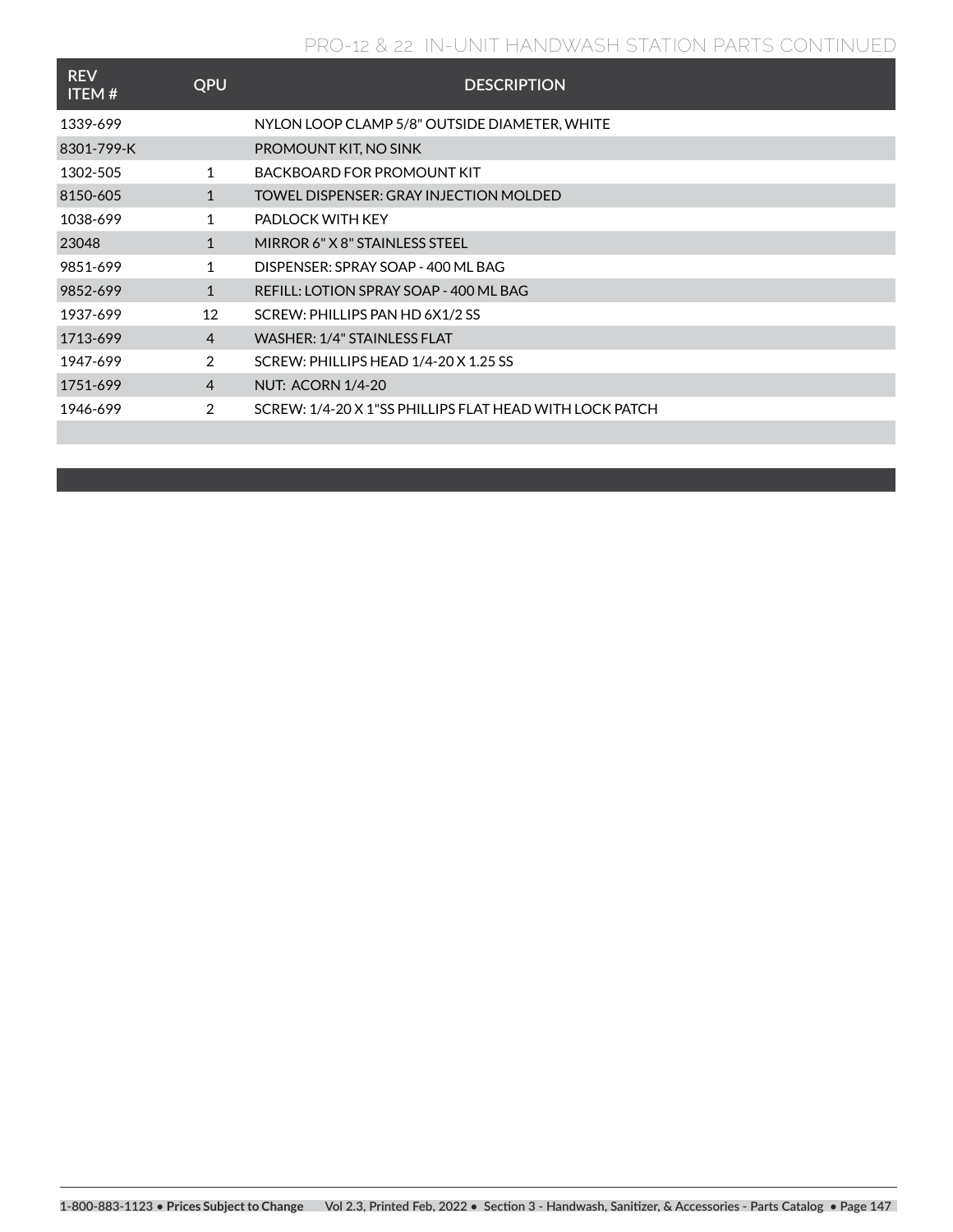## PRO-12 & 22 IN-UNIT HANDWASH STATION PARTS CONTINUED

| REV ITEM # | QPU | DESCRIPTION |
|---|---|---|
| 1339-699 | | NYLON LOOP CLAMP 5/8" OUTSIDE DIAMETER, WHITE |
| 8301-799-K | | PROMOUNT KIT, NO SINK |
| 1302-505 | 1 | BACKBOARD FOR PROMOUNT KIT |
| 8150-605 | 1 | TOWEL DISPENSER: GRAY INJECTION MOLDED |
| 1038-699 | 1 | PADLOCK WITH KEY |
| 23048 | 1 | MIRROR 6" X 8" STAINLESS STEEL |
| 9851-699 | 1 | DISPENSER: SPRAY SOAP - 400 ML BAG |
| 9852-699 | 1 | REFILL: LOTION SPRAY SOAP - 400 ML BAG |
| 1937-699 | 12 | SCREW: PHILLIPS PAN HD 6X1/2 SS |
| 1713-699 | 4 | WASHER: 1/4" STAINLESS FLAT |
| 1947-699 | 2 | SCREW: PHILLIPS HEAD 1/4-20 X 1.25 SS |
| 1751-699 | 4 | NUT: ACORN 1/4-20 |
| 1946-699 | 2 | SCREW: 1/4-20 X 1"SS PHILLIPS FLAT HEAD WITH LOCK PATCH |